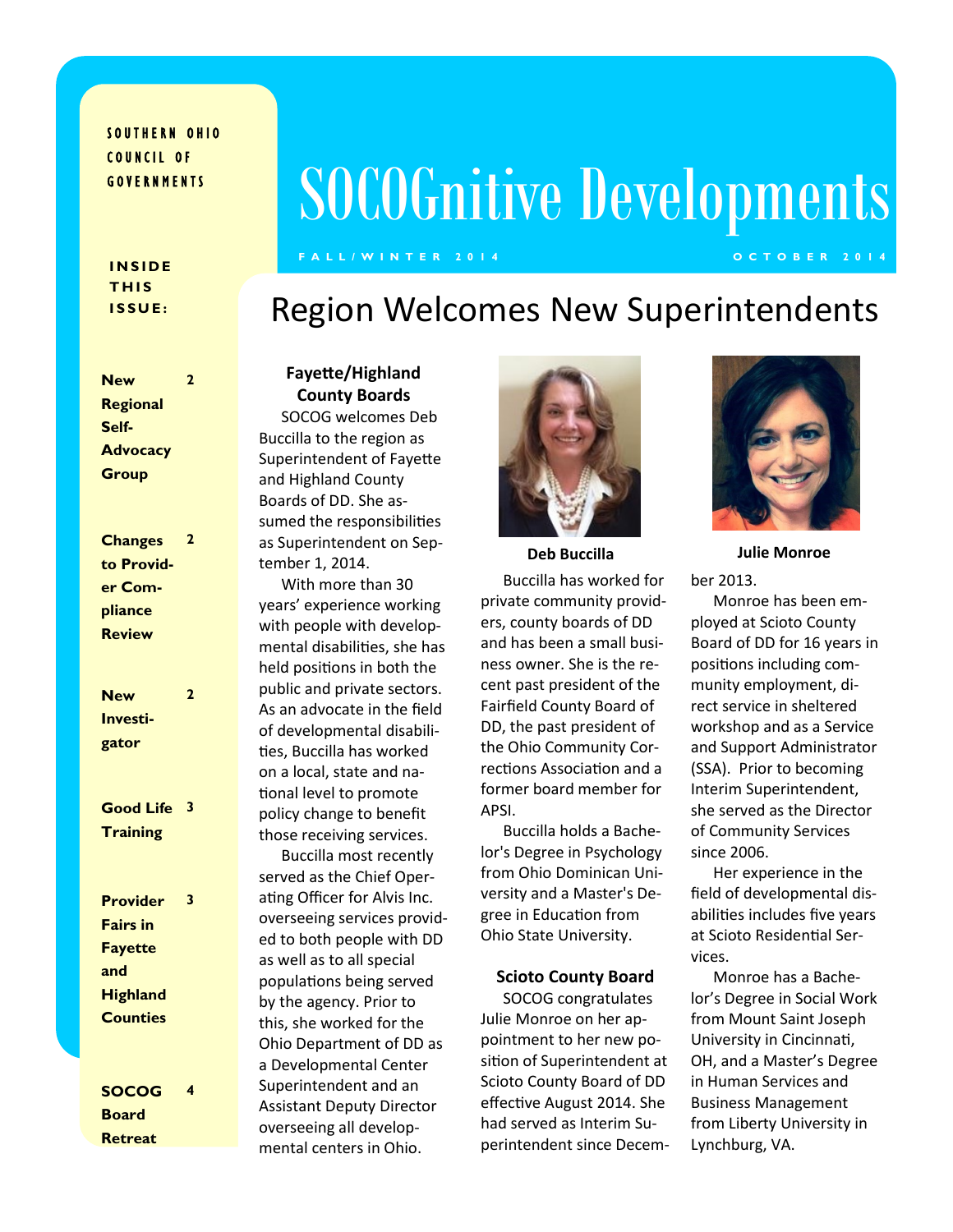SOUTHERN OHIO COUNCIL OF GOVERNMENTS

# SOCOGnitive Developments

FALL/WINTER 2014 — OCTOBER 2014

**INSIDE THIS ISSUE:**

| | |
|---|---|
| **New Regional Self-Advocacy Group** | 2 |
| **Changes to Provider Compliance Review** | 2 |
| **New Investigator** | 2 |
| **Good Life Training** | 3 |
| **Provider Fairs in Fayette and Highland Counties** | 3 |
| **SOCOG Board Retreat** | 4 |

## Region Welcomes New Superintendents

### Fayette/Highland County Boards

SOCOG welcomes Deb Buccilla to the region as Superintendent of Fayette and Highland County Boards of DD. She assumed the responsibilities as Superintendent on September 1, 2014.

With more than 30 years' experience working with people with developmental disabilities, she has held positions in both the public and private sectors. As an advocate in the field of developmental disabilities, Buccilla has worked on a local, state and national level to promote policy change to benefit those receiving services.

Buccilla most recently served as the Chief Operating Officer for Alvis Inc. overseeing services provided to both people with DD as well as to all special populations being served by the agency. Prior to this, she worked for the Ohio Department of DD as a Developmental Center Superintendent and an Assistant Deputy Director overseeing all developmental centers in Ohio.

**Deb Buccilla**

Buccilla has worked for private community providers, county boards of DD and has been a small business owner. She is the recent past president of the Fairfield County Board of DD, the past president of the Ohio Community Corrections Association and a former board member for APSI.

Buccilla holds a Bachelor's Degree in Psychology from Ohio Dominican University and a Master's Degree in Education from Ohio State University.

### Scioto County Board

SOCOG congratulates Julie Monroe on her appointment to her new position of Superintendent at Scioto County Board of DD effective August 2014. She had served as Interim Superintendent since December 2013.

**Julie Monroe**

Monroe has been employed at Scioto County Board of DD for 16 years in positions including community employment, direct service in sheltered workshop and as a Service and Support Administrator (SSA). Prior to becoming Interim Superintendent, she served as the Director of Community Services since 2006.

Her experience in the field of developmental disabilities includes five years at Scioto Residential Services.

Monroe has a Bachelor's Degree in Social Work from Mount Saint Joseph University in Cincinnati, OH, and a Master's Degree in Human Services and Business Management from Liberty University in Lynchburg, VA.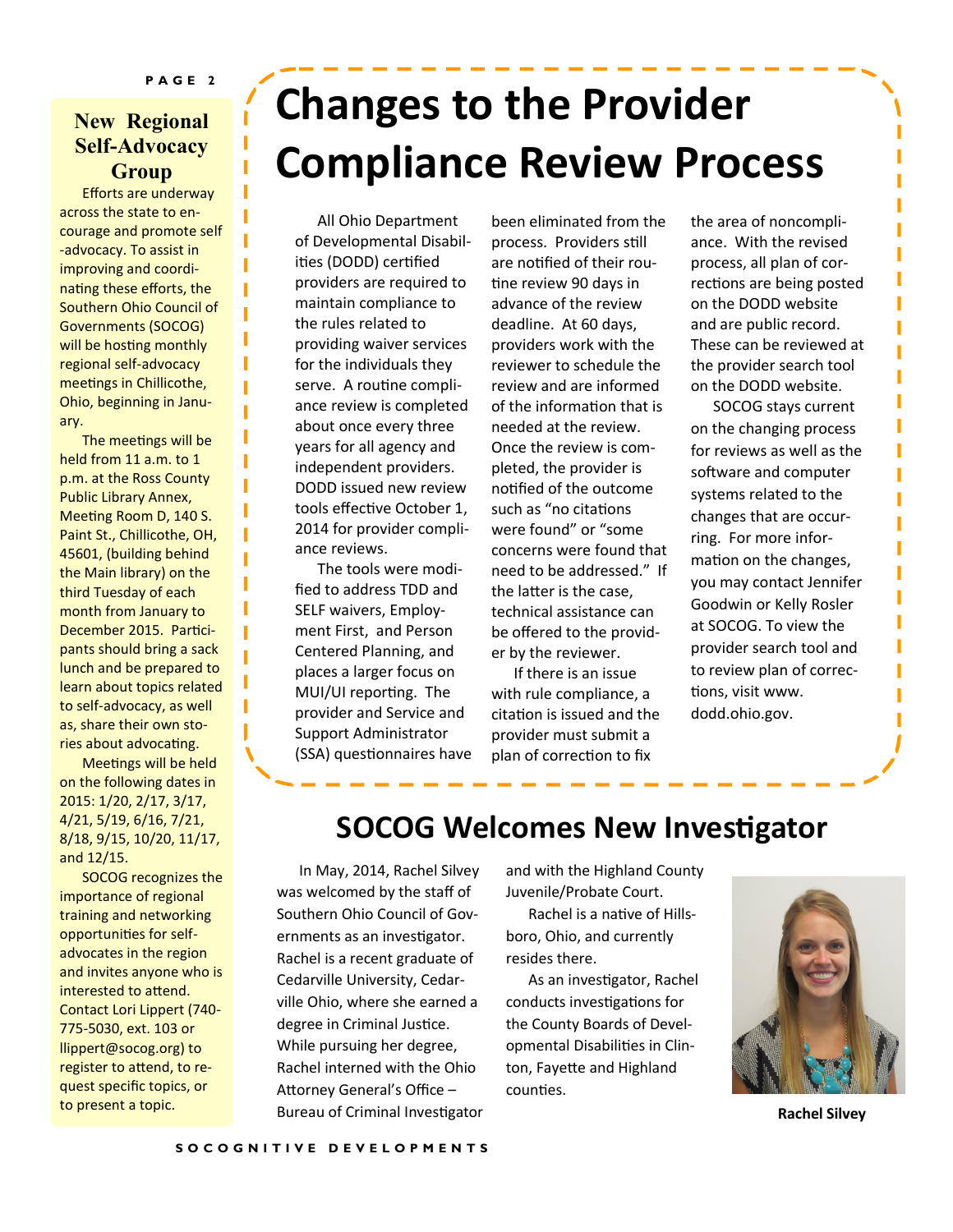## New Regional Self-Advocacy Group

Efforts are underway across the state to encourage and promote self-advocacy. To assist in improving and coordinating these efforts, the Southern Ohio Council of Governments (SOCOG) will be hosting monthly regional self-advocacy meetings in Chillicothe, Ohio, beginning in January.

The meetings will be held from 11 a.m. to 1 p.m. at the Ross County Public Library Annex, Meeting Room D, 140 S. Paint St., Chillicothe, OH, 45601, (building behind the Main library) on the third Tuesday of each month from January to December 2015. Participants should bring a sack lunch and be prepared to learn about topics related to self-advocacy, as well as, share their own stories about advocating.

Meetings will be held on the following dates in 2015: 1/20, 2/17, 3/17, 4/21, 5/19, 6/16, 7/21, 8/18, 9/15, 10/20, 11/17, and 12/15.

SOCOG recognizes the importance of regional training and networking opportunities for self-advocates in the region and invites anyone who is interested to attend. Contact Lori Lippert (740-775-5030, ext. 103 or llippert@socog.org) to register to attend, to request specific topics, or to present a topic.

# Changes to the Provider Compliance Review Process

All Ohio Department of Developmental Disabilities (DODD) certified providers are required to maintain compliance to the rules related to providing waiver services for the individuals they serve. A routine compliance review is completed about once every three years for all agency and independent providers. DODD issued new review tools effective October 1, 2014 for provider compliance reviews.

The tools were modified to address TDD and SELF waivers, Employment First, and Person Centered Planning, and places a larger focus on MUI/UI reporting. The provider and Service and Support Administrator (SSA) questionnaires have been eliminated from the process. Providers still are notified of their routine review 90 days in advance of the review deadline. At 60 days, providers work with the reviewer to schedule the review and are informed of the information that is needed at the review. Once the review is completed, the provider is notified of the outcome such as "no citations were found" or "some concerns were found that need to be addressed." If the latter is the case, technical assistance can be offered to the provider by the reviewer.

If there is an issue with rule compliance, a citation is issued and the provider must submit a plan of correction to fix the area of noncompliance. With the revised process, all plan of corrections are being posted on the DODD website and are public record. These can be reviewed at the provider search tool on the DODD website.

SOCOG stays current on the changing process for reviews as well as the software and computer systems related to the changes that are occurring. For more information on the changes, you may contact Jennifer Goodwin or Kelly Rosler at SOCOG. To view the provider search tool and to review plan of corrections, visit www.dodd.ohio.gov.

# SOCOG Welcomes New Investigator

In May, 2014, Rachel Silvey was welcomed by the staff of Southern Ohio Council of Governments as an investigator. Rachel is a recent graduate of Cedarville University, Cedarville Ohio, where she earned a degree in Criminal Justice. While pursuing her degree, Rachel interned with the Ohio Attorney General's Office – Bureau of Criminal Investigator and with the Highland County Juvenile/Probate Court.

Rachel is a native of Hillsboro, Ohio, and currently resides there.

As an investigator, Rachel conducts investigations for the County Boards of Developmental Disabilities in Clinton, Fayette and Highland counties.

**Rachel Silvey**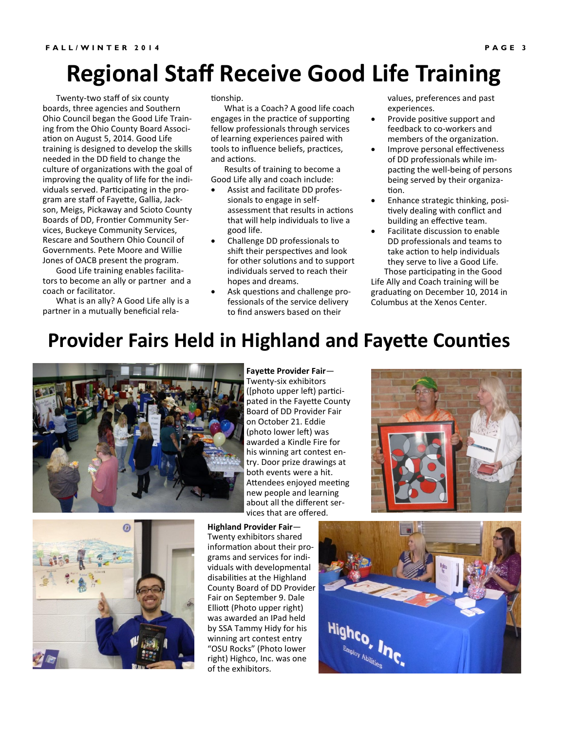# Regional Staff Receive Good Life Training

Twenty-two staff of six county boards, three agencies and Southern Ohio Council began the Good Life Training from the Ohio County Board Association on August 5, 2014. Good Life training is designed to develop the skills needed in the DD field to change the culture of organizations with the goal of improving the quality of life for the individuals served. Participating in the program are staff of Fayette, Gallia, Jackson, Meigs, Pickaway and Scioto County Boards of DD, Frontier Community Services, Buckeye Community Services, Rescare and Southern Ohio Council of Governments. Pete Moore and Willie Jones of OACB present the program.

Good Life training enables facilitators to become an ally or partner and a coach or facilitator.

What is an ally? A Good Life ally is a partner in a mutually beneficial relationship.

What is a Coach? A good life coach engages in the practice of supporting fellow professionals through services of learning experiences paired with tools to influence beliefs, practices, and actions.

Results of training to become a Good Life ally and coach include:

- Assist and facilitate DD professionals to engage in self-assessment that results in actions that will help individuals to live a good life.
- Challenge DD professionals to shift their perspectives and look for other solutions and to support individuals served to reach their hopes and dreams.
- Ask questions and challenge professionals of the service delivery to find answers based on their values, preferences and past experiences.
- Provide positive support and feedback to co-workers and members of the organization.
- Improve personal effectiveness of DD professionals while impacting the well-being of persons being served by their organization.
- Enhance strategic thinking, positively dealing with conflict and building an effective team.
- Facilitate discussion to enable DD professionals and teams to take action to help individuals they serve to live a Good Life.

Those participating in the Good Life Ally and Coach training will be graduating on December 10, 2014 in Columbus at the Xenos Center.

# Provider Fairs Held in Highland and Fayette Counties

**Fayette Provider Fair**—Twenty-six exhibitors ([photo upper left) participated in the Fayette County Board of DD Provider Fair on October 21. Eddie (photo lower left) was awarded a Kindle Fire for his winning art contest entry. Door prize drawings at both events were a hit. Attendees enjoyed meeting new people and learning about all the different services that are offered.

**Highland Provider Fair**—Twenty exhibitors shared information about their programs and services for individuals with developmental disabilities at the Highland County Board of DD Provider Fair on September 9. Dale Elliott (Photo upper right) was awarded an IPad held by SSA Tammy Hidy for his winning art contest entry "OSU Rocks" (Photo lower right) Highco, Inc. was one of the exhibitors.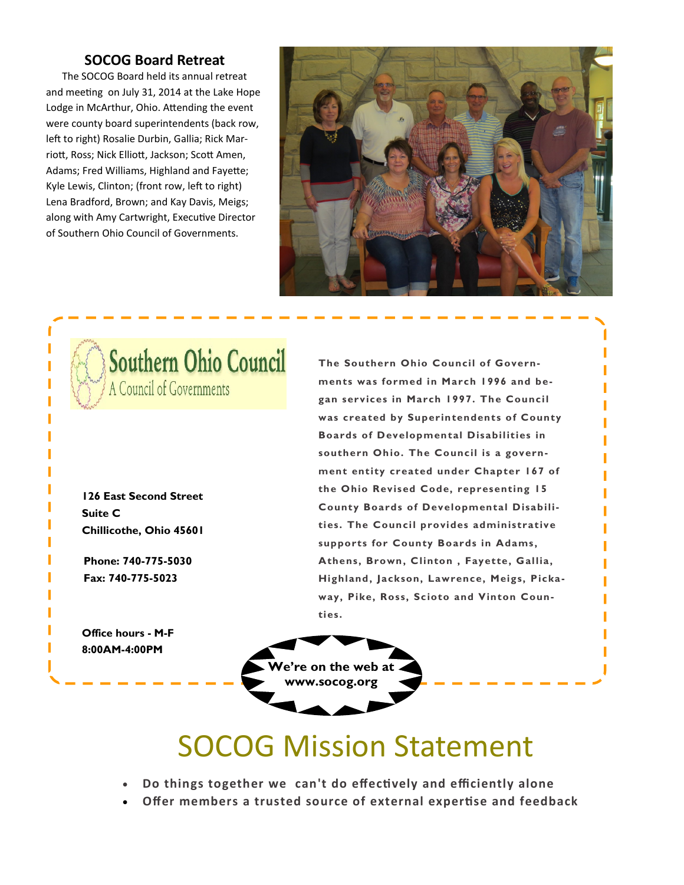## SOCOG Board Retreat

The SOCOG Board held its annual retreat and meeting on July 31, 2014 at the Lake Hope Lodge in McArthur, Ohio. Attending the event were county board superintendents (back row, left to right) Rosalie Durbin, Gallia; Rick Marriott, Ross; Nick Elliott, Jackson; Scott Amen, Adams; Fred Williams, Highland and Fayette; Kyle Lewis, Clinton; (front row, left to right) Lena Bradford, Brown; and Kay Davis, Meigs; along with Amy Cartwright, Executive Director of Southern Ohio Council of Governments.

Southern Ohio Council

A Council of Governments

**126 East Second Street**
**Suite C**
**Chillicothe, Ohio 45601**

**Phone: 740-775-5030**
**Fax: 740-775-5023**

**Office hours - M-F**
**8:00AM-4:00PM**

**The Southern Ohio Council of Governments was formed in March 1996 and began services in March 1997. The Council was created by Superintendents of County Boards of Developmental Disabilities in southern Ohio. The Council is a government entity created under Chapter 167 of the Ohio Revised Code, representing 15 County Boards of Developmental Disabilities. The Council provides administrative supports for County Boards in Adams, Athens, Brown, Clinton , Fayette, Gallia, Highland, Jackson, Lawrence, Meigs, Pickaway, Pike, Ross, Scioto and Vinton Counties.**

**We're on the web at www.socog.org**

# SOCOG Mission Statement

- **Do things together we can't do effectively and efficiently alone**
- **Offer members a trusted source of external expertise and feedback**